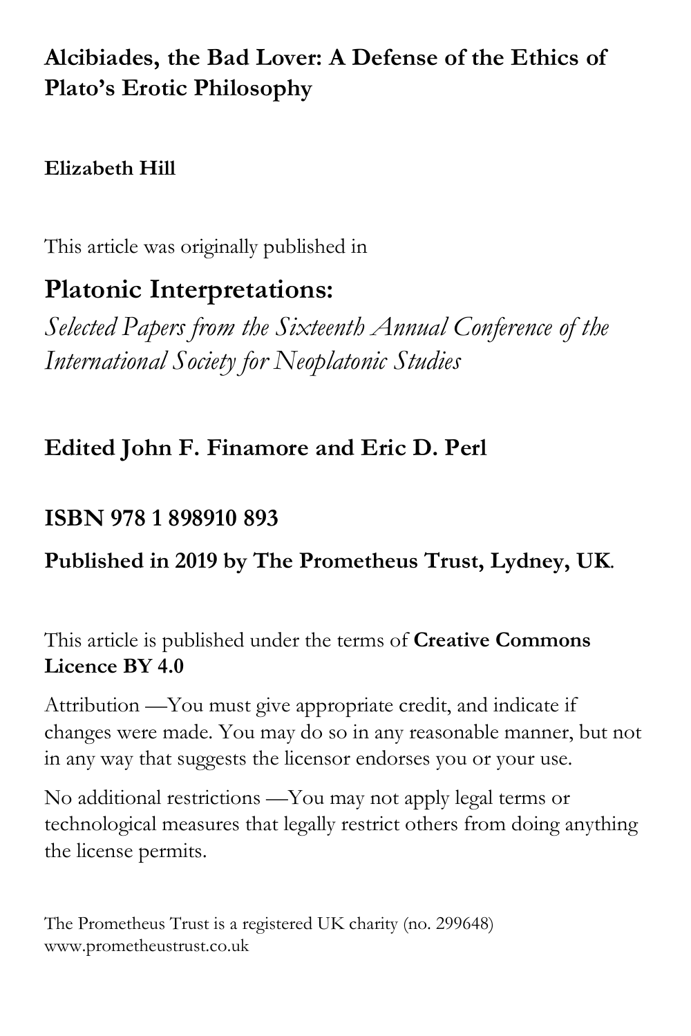# Alcibiades, the Bad Lover: A Defense of the Ethics of Plato's Erotic Philosophy

**Elizabeth Hill**

This article was originally published in

## Platonic Interpretations:

*Selected Papers from the Sixteenth Annual Conference of the International Society for Neoplatonic Studies*

**Edited John F. Finamore and Eric D. Perl**

**ISBN 978 1 898910 893**

**Published in 2019 by The Prometheus Trust, Lydney, UK.**

This article is published under the terms of **Creative Commons Licence BY 4.0**

Attribution —You must give appropriate credit, and indicate if changes were made. You may do so in any reasonable manner, but not in any way that suggests the licensor endorses you or your use.

No additional restrictions —You may not apply legal terms or technological measures that legally restrict others from doing anything the license permits.

The Prometheus Trust is a registered UK charity (no. 299648)
www.prometheustrust.co.uk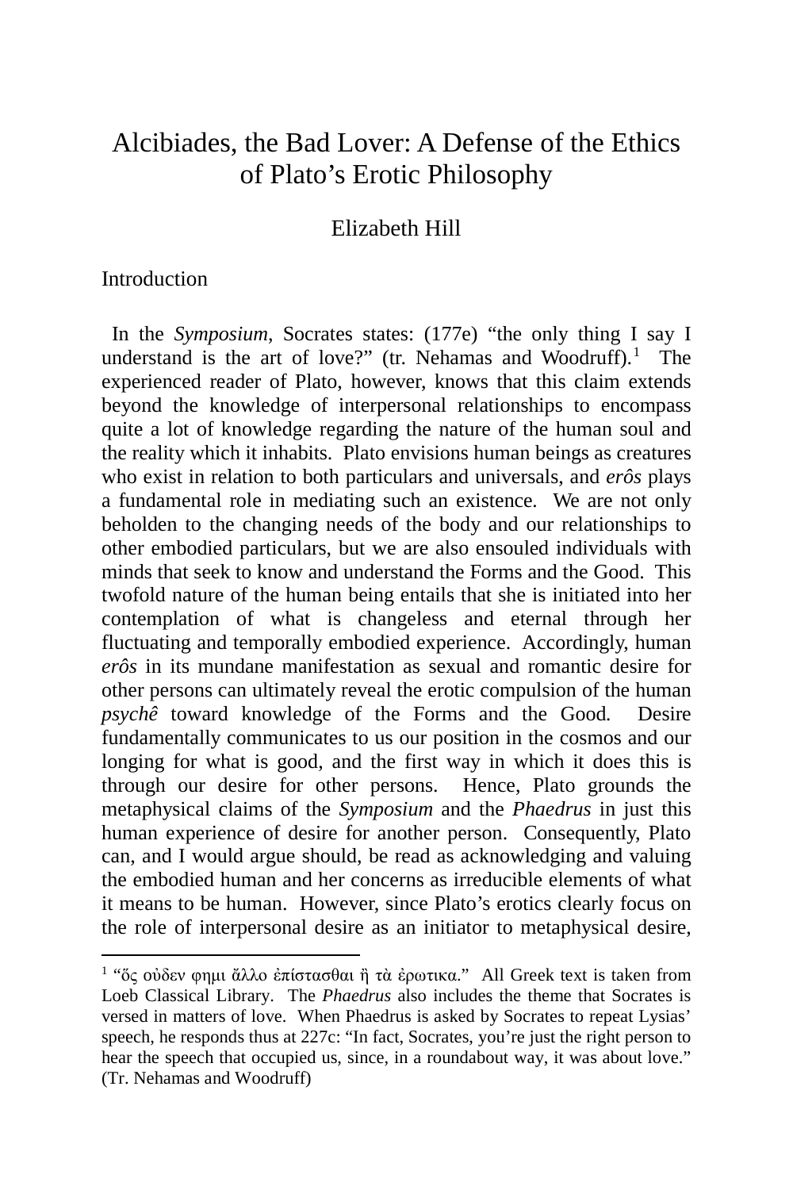# Alcibiades, the Bad Lover: A Defense of the Ethics of Plato's Erotic Philosophy

Elizabeth Hill

## Introduction

In the *Symposium*, Socrates states: (177e) "the only thing I say I understand is the art of love?" (tr. Nehamas and Woodruff).[1] The experienced reader of Plato, however, knows that this claim extends beyond the knowledge of interpersonal relationships to encompass quite a lot of knowledge regarding the nature of the human soul and the reality which it inhabits. Plato envisions human beings as creatures who exist in relation to both particulars and universals, and *erôs* plays a fundamental role in mediating such an existence. We are not only beholden to the changing needs of the body and our relationships to other embodied particulars, but we are also ensouled individuals with minds that seek to know and understand the Forms and the Good. This twofold nature of the human being entails that she is initiated into her contemplation of what is changeless and eternal through her fluctuating and temporally embodied experience. Accordingly, human *erôs* in its mundane manifestation as sexual and romantic desire for other persons can ultimately reveal the erotic compulsion of the human *psychê* toward knowledge of the Forms and the Good. Desire fundamentally communicates to us our position in the cosmos and our longing for what is good, and the first way in which it does this is through our desire for other persons. Hence, Plato grounds the metaphysical claims of the *Symposium* and the *Phaedrus* in just this human experience of desire for another person. Consequently, Plato can, and I would argue should, be read as acknowledging and valuing the embodied human and her concerns as irreducible elements of what it means to be human. However, since Plato's erotics clearly focus on the role of interpersonal desire as an initiator to metaphysical desire,

---

[1] "ὅς οὐδεν φημι ἄλλο ἐπίστασθαι ἢ τὰ ἐρωτικα." All Greek text is taken from Loeb Classical Library. The *Phaedrus* also includes the theme that Socrates is versed in matters of love. When Phaedrus is asked by Socrates to repeat Lysias' speech, he responds thus at 227c: "In fact, Socrates, you're just the right person to hear the speech that occupied us, since, in a roundabout way, it was about love." (Tr. Nehamas and Woodruff)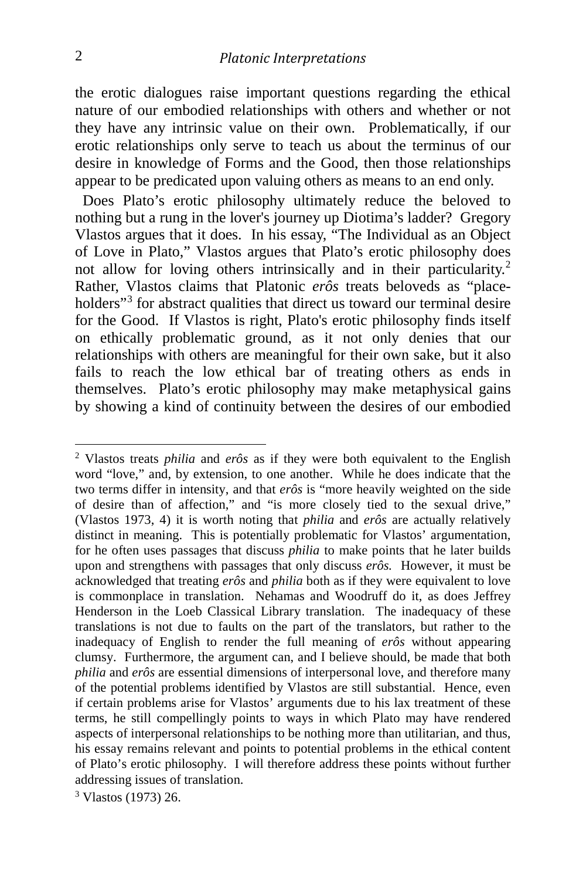the erotic dialogues raise important questions regarding the ethical nature of our embodied relationships with others and whether or not they have any intrinsic value on their own. Problematically, if our erotic relationships only serve to teach us about the terminus of our desire in knowledge of Forms and the Good, then those relationships appear to be predicated upon valuing others as means to an end only.

Does Plato's erotic philosophy ultimately reduce the beloved to nothing but a rung in the lover's journey up Diotima's ladder? Gregory Vlastos argues that it does. In his essay, "The Individual as an Object of Love in Plato," Vlastos argues that Plato's erotic philosophy does not allow for loving others intrinsically and in their particularity.[2] Rather, Vlastos claims that Platonic *erôs* treats beloveds as "place-holders"[3] for abstract qualities that direct us toward our terminal desire for the Good. If Vlastos is right, Plato's erotic philosophy finds itself on ethically problematic ground, as it not only denies that our relationships with others are meaningful for their own sake, but it also fails to reach the low ethical bar of treating others as ends in themselves. Plato's erotic philosophy may make metaphysical gains by showing a kind of continuity between the desires of our embodied

---

[2] Vlastos treats *philia* and *erôs* as if they were both equivalent to the English word "love," and, by extension, to one another. While he does indicate that the two terms differ in intensity, and that *erôs* is "more heavily weighted on the side of desire than of affection," and "is more closely tied to the sexual drive," (Vlastos 1973, 4) it is worth noting that *philia* and *erôs* are actually relatively distinct in meaning. This is potentially problematic for Vlastos' argumentation, for he often uses passages that discuss *philia* to make points that he later builds upon and strengthens with passages that only discuss *erôs.* However, it must be acknowledged that treating *erôs* and *philia* both as if they were equivalent to love is commonplace in translation. Nehamas and Woodruff do it, as does Jeffrey Henderson in the Loeb Classical Library translation. The inadequacy of these translations is not due to faults on the part of the translators, but rather to the inadequacy of English to render the full meaning of *erôs* without appearing clumsy. Furthermore, the argument can, and I believe should, be made that both *philia* and *erôs* are essential dimensions of interpersonal love, and therefore many of the potential problems identified by Vlastos are still substantial. Hence, even if certain problems arise for Vlastos' arguments due to his lax treatment of these terms, he still compellingly points to ways in which Plato may have rendered aspects of interpersonal relationships to be nothing more than utilitarian, and thus, his essay remains relevant and points to potential problems in the ethical content of Plato's erotic philosophy. I will therefore address these points without further addressing issues of translation.

[3] Vlastos (1973) 26.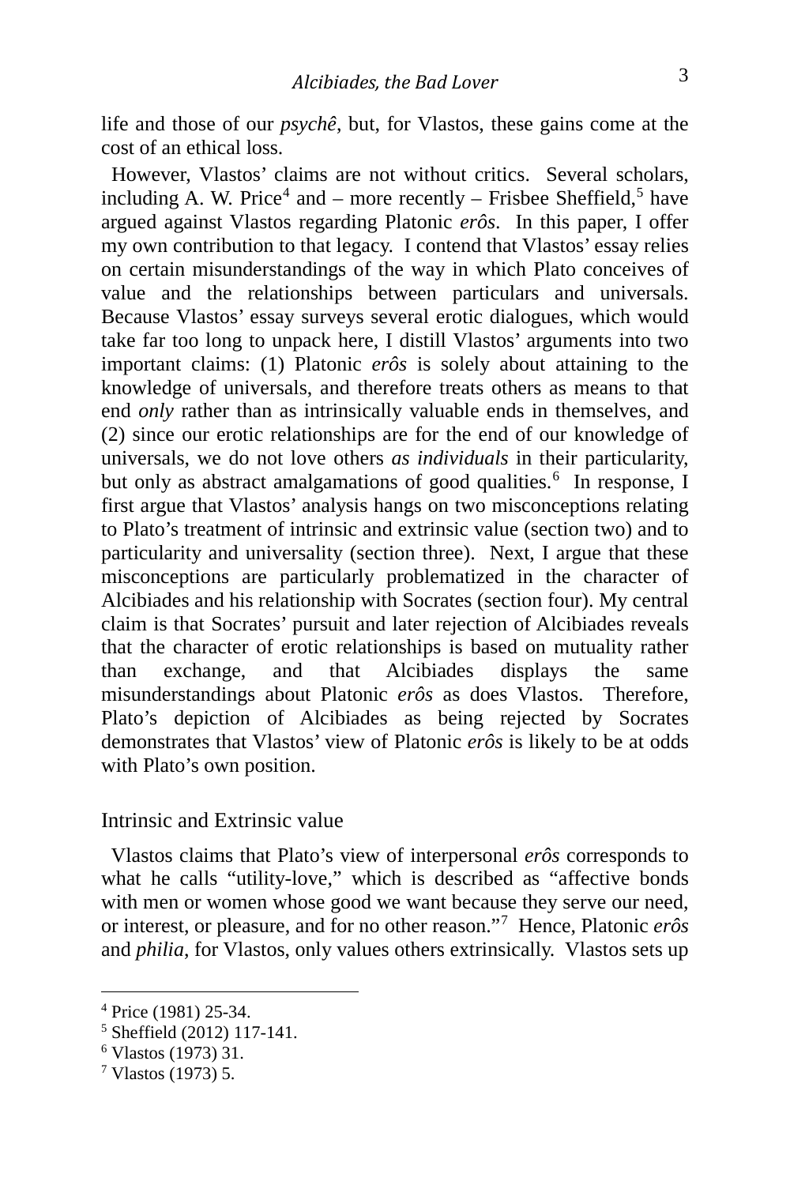life and those of our *psychê*, but, for Vlastos, these gains come at the cost of an ethical loss.

However, Vlastos' claims are not without critics. Several scholars, including A. W. Price[4] and – more recently – Frisbee Sheffield,[5] have argued against Vlastos regarding Platonic *erôs*. In this paper, I offer my own contribution to that legacy. I contend that Vlastos' essay relies on certain misunderstandings of the way in which Plato conceives of value and the relationships between particulars and universals. Because Vlastos' essay surveys several erotic dialogues, which would take far too long to unpack here, I distill Vlastos' arguments into two important claims: (1) Platonic *erôs* is solely about attaining to the knowledge of universals, and therefore treats others as means to that end *only* rather than as intrinsically valuable ends in themselves, and (2) since our erotic relationships are for the end of our knowledge of universals, we do not love others *as individuals* in their particularity, but only as abstract amalgamations of good qualities.[6] In response, I first argue that Vlastos' analysis hangs on two misconceptions relating to Plato's treatment of intrinsic and extrinsic value (section two) and to particularity and universality (section three). Next, I argue that these misconceptions are particularly problematized in the character of Alcibiades and his relationship with Socrates (section four). My central claim is that Socrates' pursuit and later rejection of Alcibiades reveals that the character of erotic relationships is based on mutuality rather than exchange, and that Alcibiades displays the same misunderstandings about Platonic *erôs* as does Vlastos. Therefore, Plato's depiction of Alcibiades as being rejected by Socrates demonstrates that Vlastos' view of Platonic *erôs* is likely to be at odds with Plato's own position.

## Intrinsic and Extrinsic value

Vlastos claims that Plato's view of interpersonal *erôs* corresponds to what he calls "utility-love," which is described as "affective bonds with men or women whose good we want because they serve our need, or interest, or pleasure, and for no other reason."[7] Hence, Platonic *erôs* and *philia*, for Vlastos, only values others extrinsically. Vlastos sets up

---

[4] Price (1981) 25-34.

[5] Sheffield (2012) 117-141.

[6] Vlastos (1973) 31.

[7] Vlastos (1973) 5.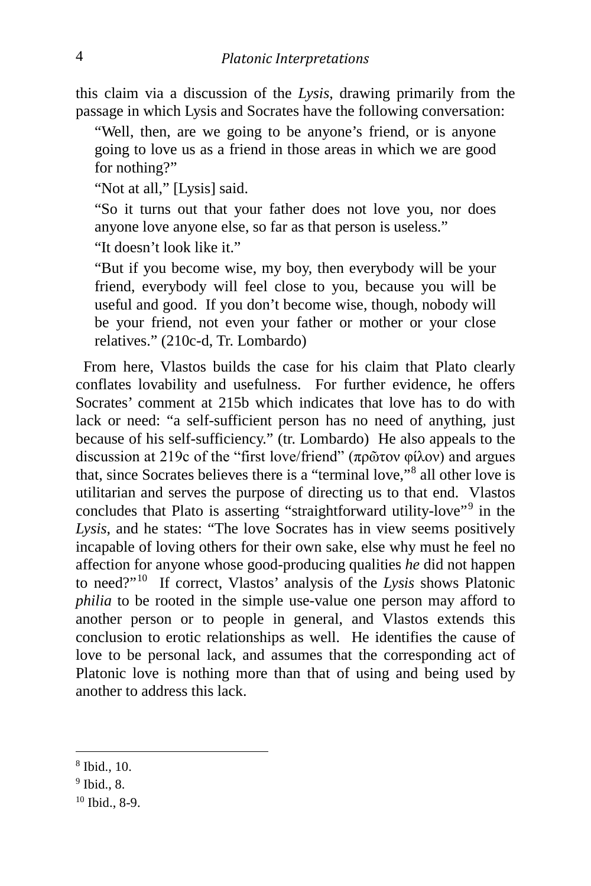this claim via a discussion of the *Lysis*, drawing primarily from the passage in which Lysis and Socrates have the following conversation:

> "Well, then, are we going to be anyone's friend, or is anyone going to love us as a friend in those areas in which we are good for nothing?"
>
> "Not at all," [Lysis] said.
>
> "So it turns out that your father does not love you, nor does anyone love anyone else, so far as that person is useless."
>
> "It doesn't look like it."
>
> "But if you become wise, my boy, then everybody will be your friend, everybody will feel close to you, because you will be useful and good. If you don't become wise, though, nobody will be your friend, not even your father or mother or your close relatives." (210c-d, Tr. Lombardo)

From here, Vlastos builds the case for his claim that Plato clearly conflates lovability and usefulness. For further evidence, he offers Socrates' comment at 215b which indicates that love has to do with lack or need: "a self-sufficient person has no need of anything, just because of his self-sufficiency." (tr. Lombardo) He also appeals to the discussion at 219c of the "first love/friend" (πρῶτον φίλον) and argues that, since Socrates believes there is a "terminal love,"[8] all other love is utilitarian and serves the purpose of directing us to that end. Vlastos concludes that Plato is asserting "straightforward utility-love"[9] in the *Lysis*, and he states: "The love Socrates has in view seems positively incapable of loving others for their own sake, else why must he feel no affection for anyone whose good-producing qualities *he* did not happen to need?"[10] If correct, Vlastos' analysis of the *Lysis* shows Platonic *philia* to be rooted in the simple use-value one person may afford to another person or to people in general, and Vlastos extends this conclusion to erotic relationships as well. He identifies the cause of love to be personal lack, and assumes that the corresponding act of Platonic love is nothing more than that of using and being used by another to address this lack.

---

[8] Ibid., 10.

[9] Ibid., 8.

[10] Ibid., 8-9.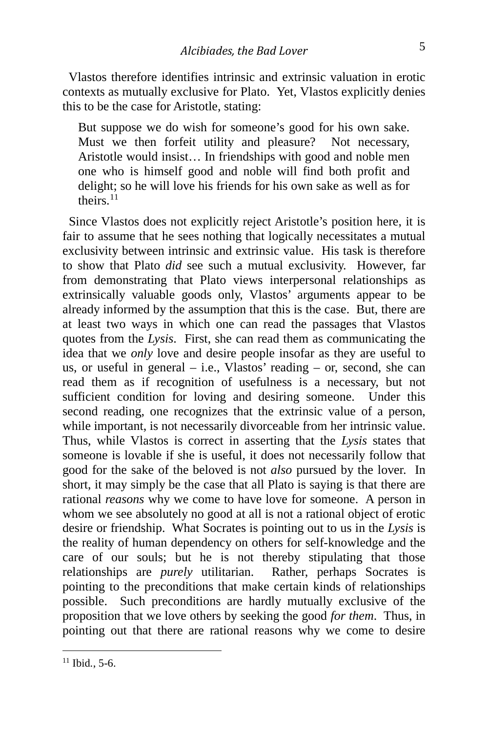Vlastos therefore identifies intrinsic and extrinsic valuation in erotic contexts as mutually exclusive for Plato. Yet, Vlastos explicitly denies this to be the case for Aristotle, stating:

> But suppose we do wish for someone's good for his own sake. Must we then forfeit utility and pleasure? Not necessary, Aristotle would insist… In friendships with good and noble men one who is himself good and noble will find both profit and delight; so he will love his friends for his own sake as well as for theirs.[11]

Since Vlastos does not explicitly reject Aristotle's position here, it is fair to assume that he sees nothing that logically necessitates a mutual exclusivity between intrinsic and extrinsic value. His task is therefore to show that Plato *did* see such a mutual exclusivity. However, far from demonstrating that Plato views interpersonal relationships as extrinsically valuable goods only, Vlastos' arguments appear to be already informed by the assumption that this is the case. But, there are at least two ways in which one can read the passages that Vlastos quotes from the *Lysis*. First, she can read them as communicating the idea that we *only* love and desire people insofar as they are useful to us, or useful in general – i.e., Vlastos' reading – or, second, she can read them as if recognition of usefulness is a necessary, but not sufficient condition for loving and desiring someone. Under this second reading, one recognizes that the extrinsic value of a person, while important, is not necessarily divorceable from her intrinsic value. Thus, while Vlastos is correct in asserting that the *Lysis* states that someone is lovable if she is useful, it does not necessarily follow that good for the sake of the beloved is not *also* pursued by the lover. In short, it may simply be the case that all Plato is saying is that there are rational *reasons* why we come to have love for someone. A person in whom we see absolutely no good at all is not a rational object of erotic desire or friendship. What Socrates is pointing out to us in the *Lysis* is the reality of human dependency on others for self-knowledge and the care of our souls; but he is not thereby stipulating that those relationships are *purely* utilitarian. Rather, perhaps Socrates is pointing to the preconditions that make certain kinds of relationships possible. Such preconditions are hardly mutually exclusive of the proposition that we love others by seeking the good *for them*. Thus, in pointing out that there are rational reasons why we come to desire

---

[11] Ibid., 5-6.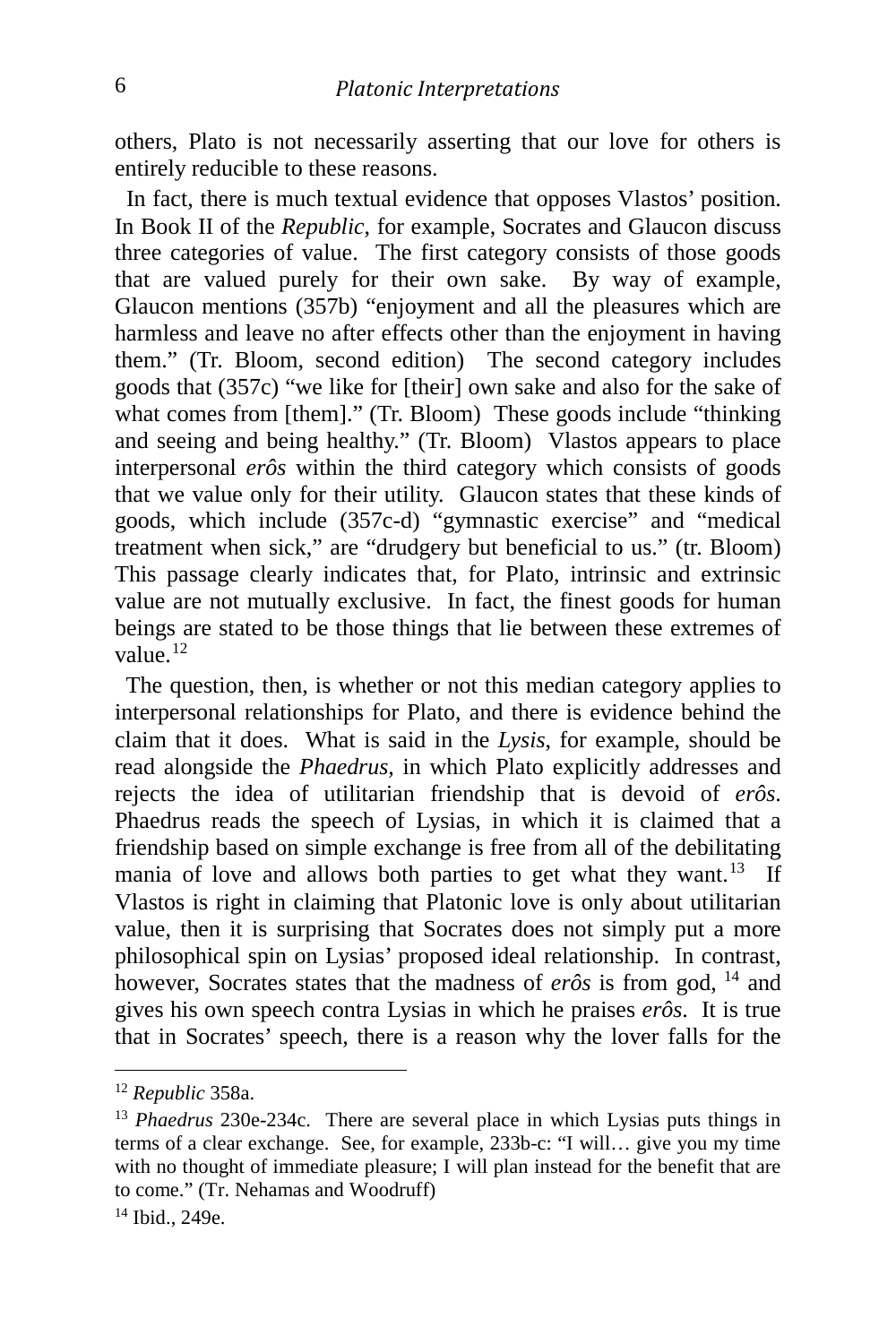others, Plato is not necessarily asserting that our love for others is entirely reducible to these reasons.

In fact, there is much textual evidence that opposes Vlastos' position. In Book II of the *Republic*, for example, Socrates and Glaucon discuss three categories of value. The first category consists of those goods that are valued purely for their own sake. By way of example, Glaucon mentions (357b) "enjoyment and all the pleasures which are harmless and leave no after effects other than the enjoyment in having them." (Tr. Bloom, second edition) The second category includes goods that (357c) "we like for [their] own sake and also for the sake of what comes from [them]." (Tr. Bloom) These goods include "thinking and seeing and being healthy." (Tr. Bloom) Vlastos appears to place interpersonal *erôs* within the third category which consists of goods that we value only for their utility. Glaucon states that these kinds of goods, which include (357c-d) "gymnastic exercise" and "medical treatment when sick," are "drudgery but beneficial to us." (tr. Bloom) This passage clearly indicates that, for Plato, intrinsic and extrinsic value are not mutually exclusive. In fact, the finest goods for human beings are stated to be those things that lie between these extremes of value.[12]

The question, then, is whether or not this median category applies to interpersonal relationships for Plato, and there is evidence behind the claim that it does. What is said in the *Lysis*, for example, should be read alongside the *Phaedrus*, in which Plato explicitly addresses and rejects the idea of utilitarian friendship that is devoid of *erôs*. Phaedrus reads the speech of Lysias, in which it is claimed that a friendship based on simple exchange is free from all of the debilitating mania of love and allows both parties to get what they want.[13] If Vlastos is right in claiming that Platonic love is only about utilitarian value, then it is surprising that Socrates does not simply put a more philosophical spin on Lysias' proposed ideal relationship. In contrast, however, Socrates states that the madness of *erôs* is from god, [14] and gives his own speech contra Lysias in which he praises *erôs*. It is true that in Socrates' speech, there is a reason why the lover falls for the

---

[12] *Republic* 358a.

[13] *Phaedrus* 230e-234c. There are several place in which Lysias puts things in terms of a clear exchange. See, for example, 233b-c: "I will… give you my time with no thought of immediate pleasure; I will plan instead for the benefit that are to come." (Tr. Nehamas and Woodruff)

[14] Ibid., 249e.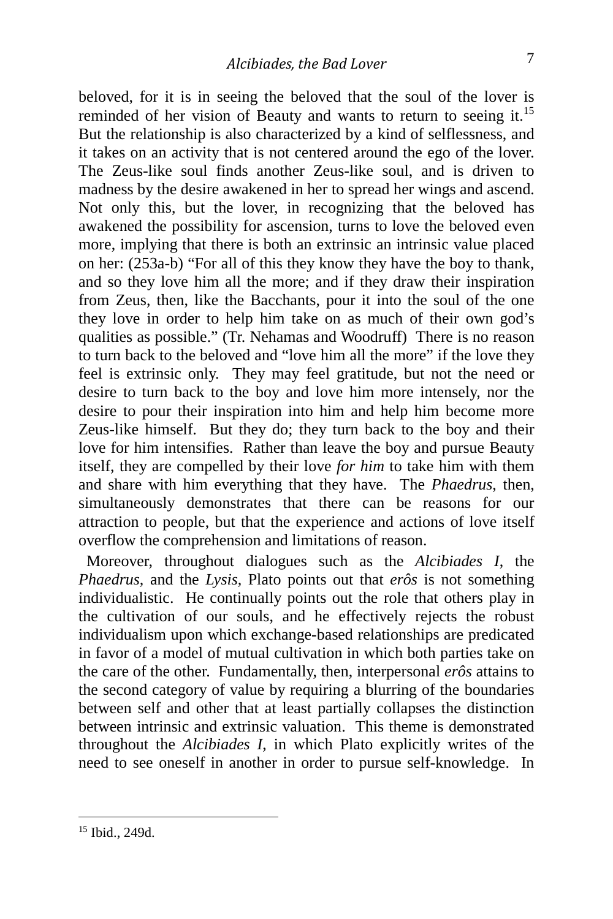beloved, for it is in seeing the beloved that the soul of the lover is reminded of her vision of Beauty and wants to return to seeing it.[15] But the relationship is also characterized by a kind of selflessness, and it takes on an activity that is not centered around the ego of the lover. The Zeus-like soul finds another Zeus-like soul, and is driven to madness by the desire awakened in her to spread her wings and ascend. Not only this, but the lover, in recognizing that the beloved has awakened the possibility for ascension, turns to love the beloved even more, implying that there is both an extrinsic an intrinsic value placed on her: (253a-b) "For all of this they know they have the boy to thank, and so they love him all the more; and if they draw their inspiration from Zeus, then, like the Bacchants, pour it into the soul of the one they love in order to help him take on as much of their own god's qualities as possible." (Tr. Nehamas and Woodruff) There is no reason to turn back to the beloved and "love him all the more" if the love they feel is extrinsic only. They may feel gratitude, but not the need or desire to turn back to the boy and love him more intensely, nor the desire to pour their inspiration into him and help him become more Zeus-like himself. But they do; they turn back to the boy and their love for him intensifies. Rather than leave the boy and pursue Beauty itself, they are compelled by their love *for him* to take him with them and share with him everything that they have. The *Phaedrus*, then, simultaneously demonstrates that there can be reasons for our attraction to people, but that the experience and actions of love itself overflow the comprehension and limitations of reason.

Moreover, throughout dialogues such as the *Alcibiades I*, the *Phaedrus*, and the *Lysis*, Plato points out that *erôs* is not something individualistic. He continually points out the role that others play in the cultivation of our souls, and he effectively rejects the robust individualism upon which exchange-based relationships are predicated in favor of a model of mutual cultivation in which both parties take on the care of the other. Fundamentally, then, interpersonal *erôs* attains to the second category of value by requiring a blurring of the boundaries between self and other that at least partially collapses the distinction between intrinsic and extrinsic valuation. This theme is demonstrated throughout the *Alcibiades I,* in which Plato explicitly writes of the need to see oneself in another in order to pursue self-knowledge. In

[15] Ibid., 249d.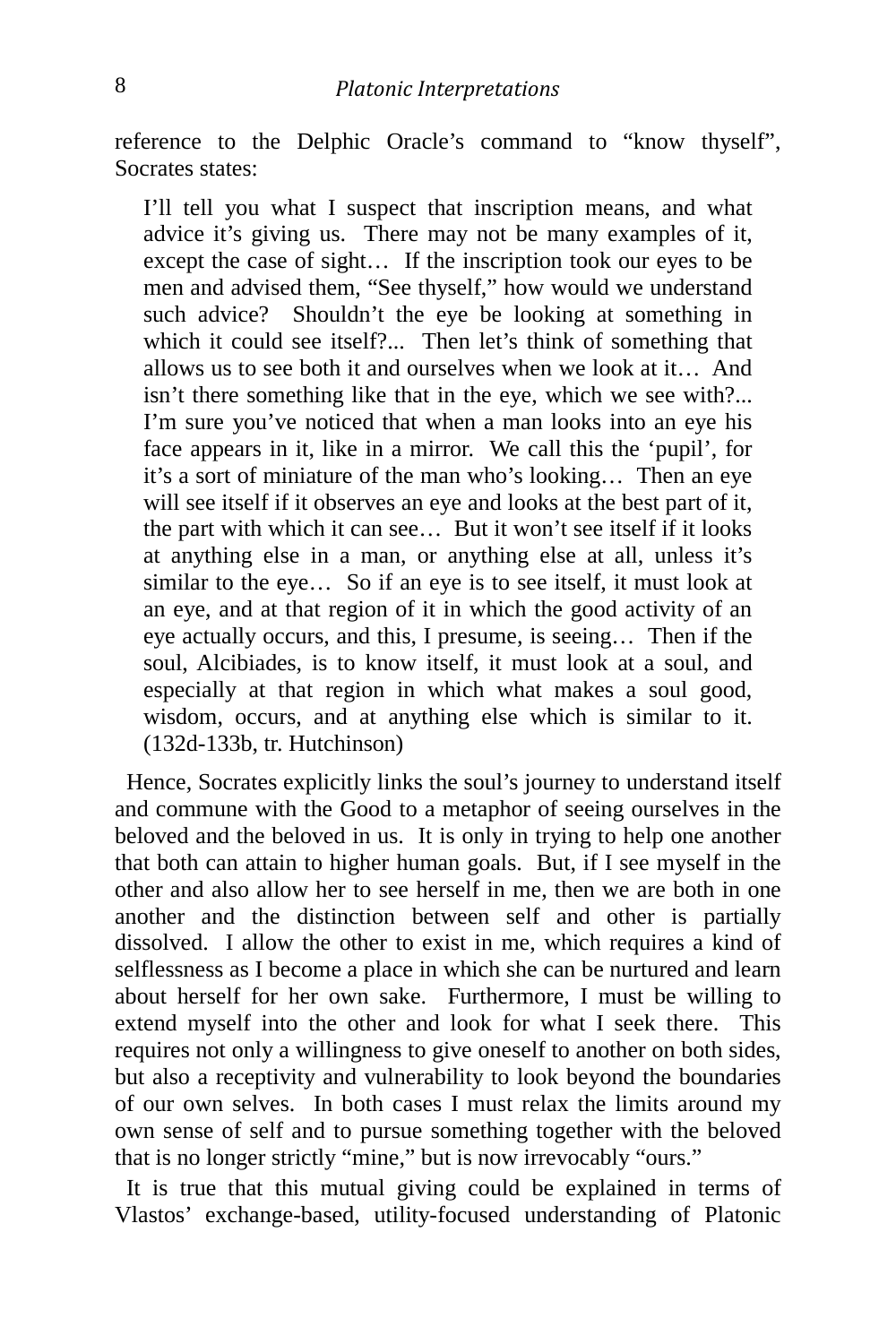reference to the Delphic Oracle's command to "know thyself", Socrates states:

> I'll tell you what I suspect that inscription means, and what advice it's giving us. There may not be many examples of it, except the case of sight… If the inscription took our eyes to be men and advised them, "See thyself," how would we understand such advice? Shouldn't the eye be looking at something in which it could see itself?... Then let's think of something that allows us to see both it and ourselves when we look at it… And isn't there something like that in the eye, which we see with?... I'm sure you've noticed that when a man looks into an eye his face appears in it, like in a mirror. We call this the 'pupil', for it's a sort of miniature of the man who's looking… Then an eye will see itself if it observes an eye and looks at the best part of it, the part with which it can see… But it won't see itself if it looks at anything else in a man, or anything else at all, unless it's similar to the eye… So if an eye is to see itself, it must look at an eye, and at that region of it in which the good activity of an eye actually occurs, and this, I presume, is seeing… Then if the soul, Alcibiades, is to know itself, it must look at a soul, and especially at that region in which what makes a soul good, wisdom, occurs, and at anything else which is similar to it. (132d-133b, tr. Hutchinson)

Hence, Socrates explicitly links the soul's journey to understand itself and commune with the Good to a metaphor of seeing ourselves in the beloved and the beloved in us. It is only in trying to help one another that both can attain to higher human goals. But, if I see myself in the other and also allow her to see herself in me, then we are both in one another and the distinction between self and other is partially dissolved. I allow the other to exist in me, which requires a kind of selflessness as I become a place in which she can be nurtured and learn about herself for her own sake. Furthermore, I must be willing to extend myself into the other and look for what I seek there. This requires not only a willingness to give oneself to another on both sides, but also a receptivity and vulnerability to look beyond the boundaries of our own selves. In both cases I must relax the limits around my own sense of self and to pursue something together with the beloved that is no longer strictly "mine," but is now irrevocably "ours."

It is true that this mutual giving could be explained in terms of Vlastos' exchange-based, utility-focused understanding of Platonic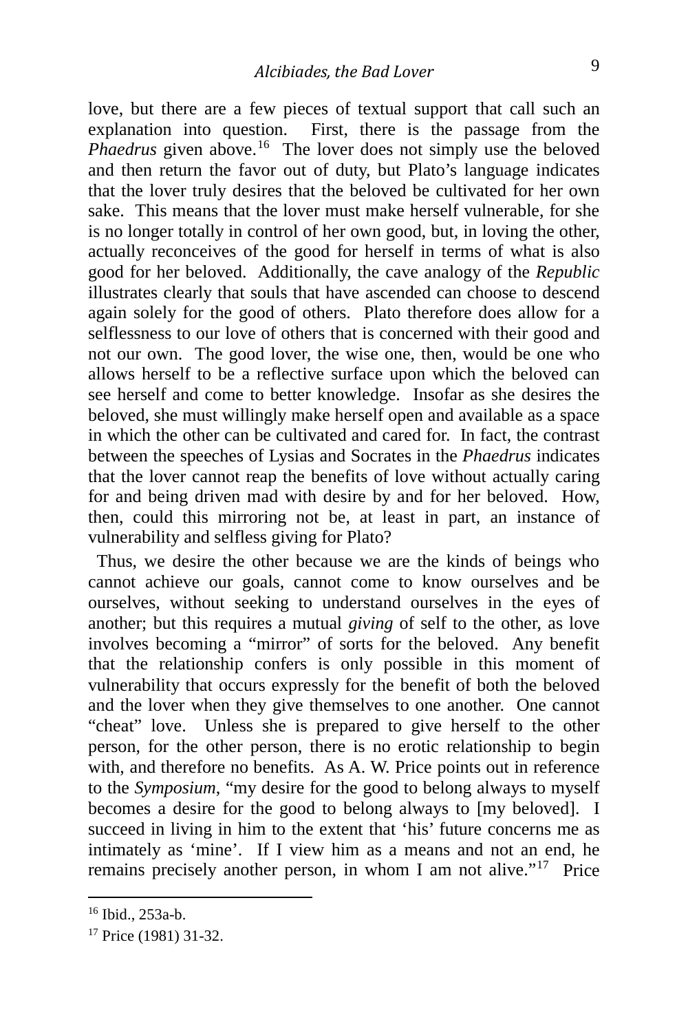love, but there are a few pieces of textual support that call such an explanation into question. First, there is the passage from the *Phaedrus* given above.[16] The lover does not simply use the beloved and then return the favor out of duty, but Plato's language indicates that the lover truly desires that the beloved be cultivated for her own sake. This means that the lover must make herself vulnerable, for she is no longer totally in control of her own good, but, in loving the other, actually reconceives of the good for herself in terms of what is also good for her beloved. Additionally, the cave analogy of the *Republic* illustrates clearly that souls that have ascended can choose to descend again solely for the good of others. Plato therefore does allow for a selflessness to our love of others that is concerned with their good and not our own. The good lover, the wise one, then, would be one who allows herself to be a reflective surface upon which the beloved can see herself and come to better knowledge. Insofar as she desires the beloved, she must willingly make herself open and available as a space in which the other can be cultivated and cared for. In fact, the contrast between the speeches of Lysias and Socrates in the *Phaedrus* indicates that the lover cannot reap the benefits of love without actually caring for and being driven mad with desire by and for her beloved. How, then, could this mirroring not be, at least in part, an instance of vulnerability and selfless giving for Plato?

Thus, we desire the other because we are the kinds of beings who cannot achieve our goals, cannot come to know ourselves and be ourselves, without seeking to understand ourselves in the eyes of another; but this requires a mutual *giving* of self to the other, as love involves becoming a "mirror" of sorts for the beloved. Any benefit that the relationship confers is only possible in this moment of vulnerability that occurs expressly for the benefit of both the beloved and the lover when they give themselves to one another. One cannot "cheat" love. Unless she is prepared to give herself to the other person, for the other person, there is no erotic relationship to begin with, and therefore no benefits. As A. W. Price points out in reference to the *Symposium*, "my desire for the good to belong always to myself becomes a desire for the good to belong always to [my beloved]. I succeed in living in him to the extent that 'his' future concerns me as intimately as 'mine'. If I view him as a means and not an end, he remains precisely another person, in whom I am not alive."[17] Price

---

[16] Ibid., 253a-b.

[17] Price (1981) 31-32.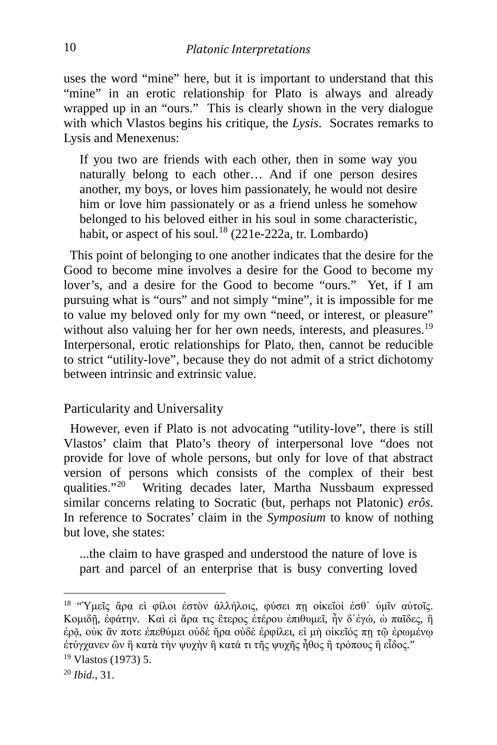uses the word "mine" here, but it is important to understand that this "mine" in an erotic relationship for Plato is always and already wrapped up in an "ours." This is clearly shown in the very dialogue with which Vlastos begins his critique, the *Lysis*. Socrates remarks to Lysis and Menexenus:

> If you two are friends with each other, then in some way you naturally belong to each other… And if one person desires another, my boys, or loves him passionately, he would not desire him or love him passionately or as a friend unless he somehow belonged to his beloved either in his soul in some characteristic, habit, or aspect of his soul.[18] (221e-222a, tr. Lombardo)

This point of belonging to one another indicates that the desire for the Good to become mine involves a desire for the Good to become my lover's, and a desire for the Good to become "ours." Yet, if I am pursuing what is "ours" and not simply "mine", it is impossible for me to value my beloved only for my own "need, or interest, or pleasure" without also valuing her for her own needs, interests, and pleasures.[19] Interpersonal, erotic relationships for Plato, then, cannot be reducible to strict "utility-love", because they do not admit of a strict dichotomy between intrinsic and extrinsic value.

## Particularity and Universality

However, even if Plato is not advocating "utility-love", there is still Vlastos' claim that Plato's theory of interpersonal love "does not provide for love of whole persons, but only for love of that abstract version of persons which consists of the complex of their best qualities."[20] Writing decades later, Martha Nussbaum expressed similar concerns relating to Socratic (but, perhaps not Platonic) *erôs.* In reference to Socrates' claim in the *Symposium* to know of nothing but love, she states:

> ...the claim to have grasped and understood the nature of love is part and parcel of an enterprise that is busy converting loved

---

[18] "Ὑμεῖς ἄρα εἰ φίλοι ἐστὸν ἀλλήλοις, φύσει πῃ οἰκεῖοί ἐσθ᾽ ὑμῖν αὐτοῖς. Κομιδῇ, ἐφάτην. Καὶ εἰ ἄρα τις ἕτερος ἑτέρου ἐπιθυμεῖ, ἦν δ᾽ἐγώ, ὠ παῖδες, ἢ ἐρᾷ, οὐκ ἄν ποτε ἐπεθύμει οὐδὲ ἤρα οὐδὲ ἐρφίλει, εἰ μὴ οἰκεῖός πῃ τῷ ἐρωμένῳ ἐτύγχανεν ὢν ἢ κατὰ τὴν ψυχὴν ἢ κατά τι τῆς ψυχῆς ἦθος ἢ τρόπους ἢ εἶδος."

[19] Vlastos (1973) 5.

[20] *Ibid.*, 31.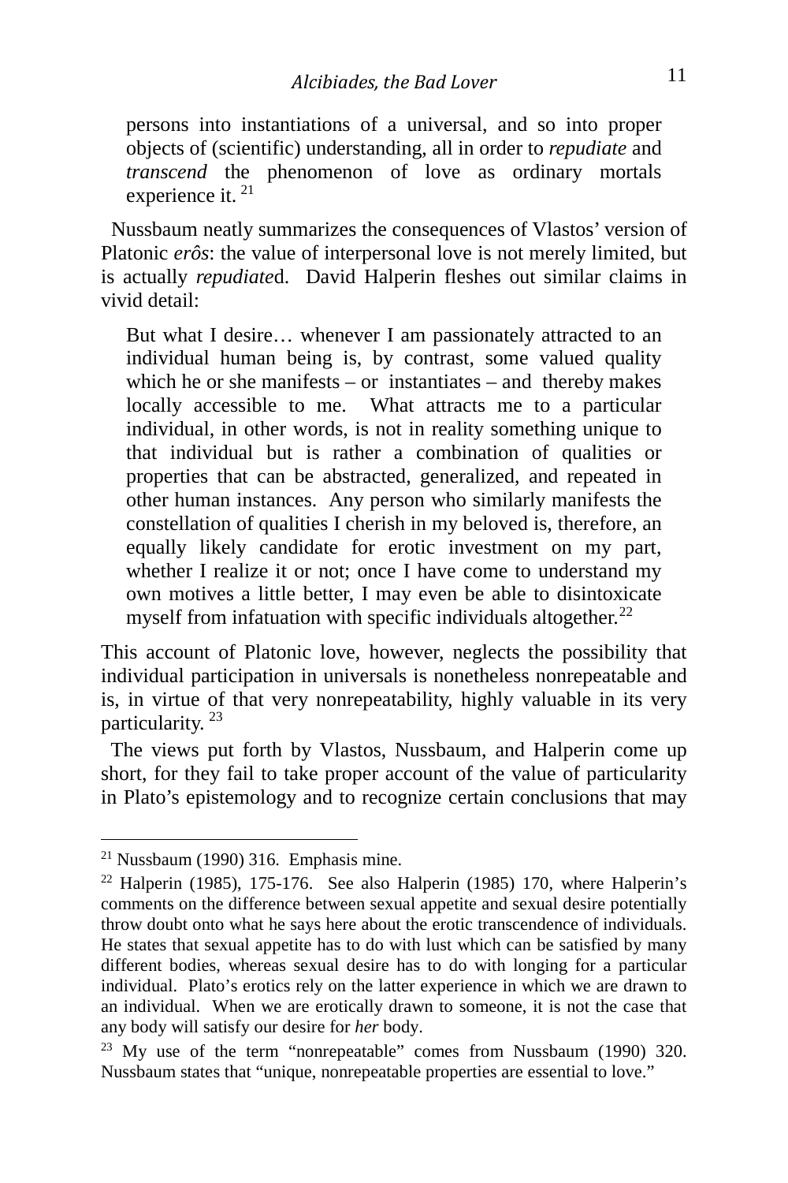> persons into instantiations of a universal, and so into proper objects of (scientific) understanding, all in order to *repudiate* and *transcend* the phenomenon of love as ordinary mortals experience it.[21]

Nussbaum neatly summarizes the consequences of Vlastos' version of Platonic *erôs*: the value of interpersonal love is not merely limited, but is actually *repudiate*d. David Halperin fleshes out similar claims in vivid detail:

> But what I desire… whenever I am passionately attracted to an individual human being is, by contrast, some valued quality which he or she manifests – or instantiates – and thereby makes locally accessible to me. What attracts me to a particular individual, in other words, is not in reality something unique to that individual but is rather a combination of qualities or properties that can be abstracted, generalized, and repeated in other human instances. Any person who similarly manifests the constellation of qualities I cherish in my beloved is, therefore, an equally likely candidate for erotic investment on my part, whether I realize it or not; once I have come to understand my own motives a little better, I may even be able to disintoxicate myself from infatuation with specific individuals altogether.[22]

This account of Platonic love, however, neglects the possibility that individual participation in universals is nonetheless nonrepeatable and is, in virtue of that very nonrepeatability, highly valuable in its very particularity.[23]

The views put forth by Vlastos, Nussbaum, and Halperin come up short, for they fail to take proper account of the value of particularity in Plato's epistemology and to recognize certain conclusions that may

---

[21] Nussbaum (1990) 316. Emphasis mine.

[22] Halperin (1985), 175-176. See also Halperin (1985) 170, where Halperin's comments on the difference between sexual appetite and sexual desire potentially throw doubt onto what he says here about the erotic transcendence of individuals. He states that sexual appetite has to do with lust which can be satisfied by many different bodies, whereas sexual desire has to do with longing for a particular individual. Plato's erotics rely on the latter experience in which we are drawn to an individual. When we are erotically drawn to someone, it is not the case that any body will satisfy our desire for *her* body.

[23] My use of the term "nonrepeatable" comes from Nussbaum (1990) 320. Nussbaum states that "unique, nonrepeatable properties are essential to love."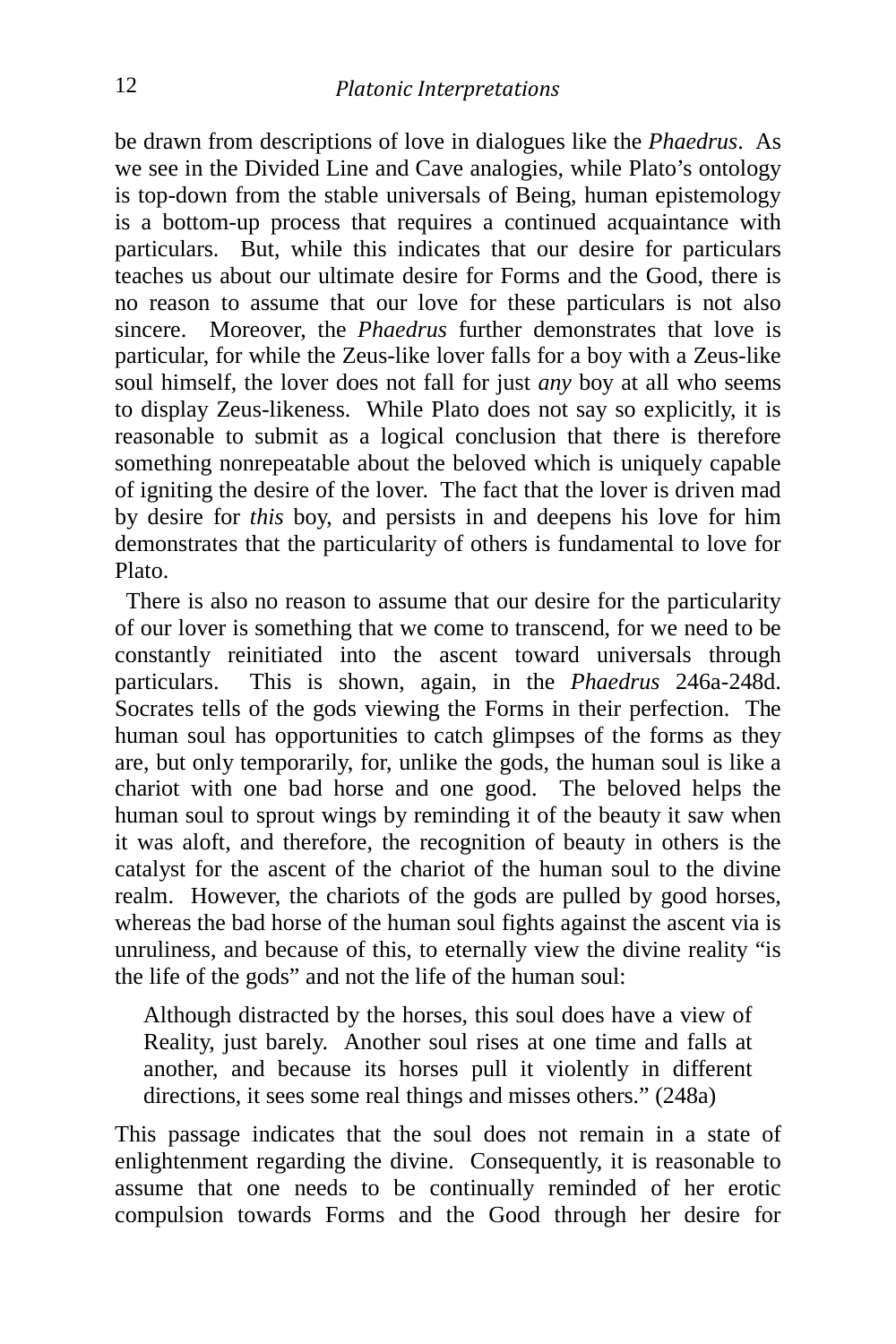be drawn from descriptions of love in dialogues like the *Phaedrus*. As we see in the Divided Line and Cave analogies, while Plato's ontology is top-down from the stable universals of Being, human epistemology is a bottom-up process that requires a continued acquaintance with particulars. But, while this indicates that our desire for particulars teaches us about our ultimate desire for Forms and the Good, there is no reason to assume that our love for these particulars is not also sincere. Moreover, the *Phaedrus* further demonstrates that love is particular, for while the Zeus-like lover falls for a boy with a Zeus-like soul himself, the lover does not fall for just *any* boy at all who seems to display Zeus-likeness. While Plato does not say so explicitly, it is reasonable to submit as a logical conclusion that there is therefore something nonrepeatable about the beloved which is uniquely capable of igniting the desire of the lover. The fact that the lover is driven mad by desire for *this* boy, and persists in and deepens his love for him demonstrates that the particularity of others is fundamental to love for Plato.

There is also no reason to assume that our desire for the particularity of our lover is something that we come to transcend, for we need to be constantly reinitiated into the ascent toward universals through particulars. This is shown, again, in the *Phaedrus* 246a-248d. Socrates tells of the gods viewing the Forms in their perfection. The human soul has opportunities to catch glimpses of the forms as they are, but only temporarily, for, unlike the gods, the human soul is like a chariot with one bad horse and one good. The beloved helps the human soul to sprout wings by reminding it of the beauty it saw when it was aloft, and therefore, the recognition of beauty in others is the catalyst for the ascent of the chariot of the human soul to the divine realm. However, the chariots of the gods are pulled by good horses, whereas the bad horse of the human soul fights against the ascent via is unruliness, and because of this, to eternally view the divine reality "is the life of the gods" and not the life of the human soul:

> Although distracted by the horses, this soul does have a view of Reality, just barely. Another soul rises at one time and falls at another, and because its horses pull it violently in different directions, it sees some real things and misses others." (248a)

This passage indicates that the soul does not remain in a state of enlightenment regarding the divine. Consequently, it is reasonable to assume that one needs to be continually reminded of her erotic compulsion towards Forms and the Good through her desire for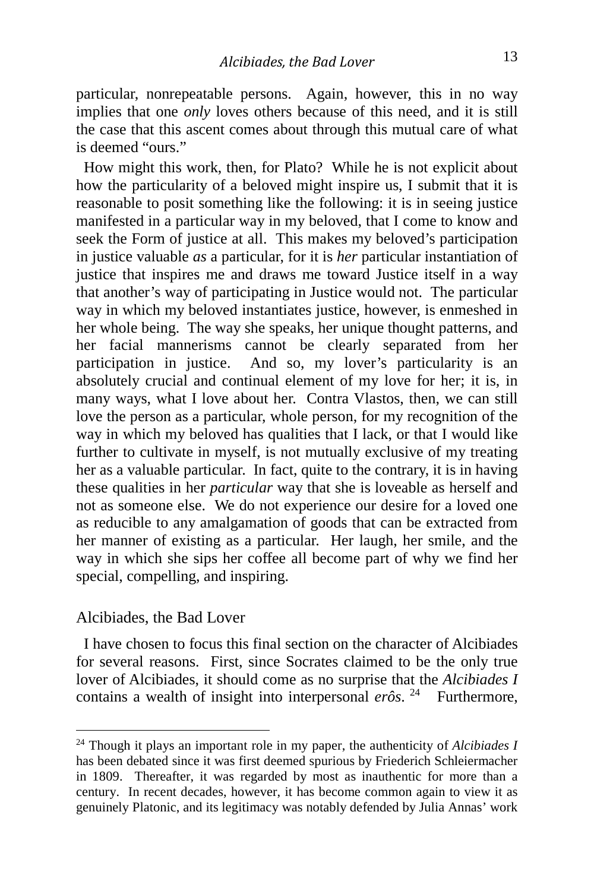particular, nonrepeatable persons. Again, however, this in no way implies that one *only* loves others because of this need, and it is still the case that this ascent comes about through this mutual care of what is deemed "ours."

How might this work, then, for Plato? While he is not explicit about how the particularity of a beloved might inspire us, I submit that it is reasonable to posit something like the following: it is in seeing justice manifested in a particular way in my beloved, that I come to know and seek the Form of justice at all. This makes my beloved's participation in justice valuable *as* a particular, for it is *her* particular instantiation of justice that inspires me and draws me toward Justice itself in a way that another's way of participating in Justice would not. The particular way in which my beloved instantiates justice, however, is enmeshed in her whole being. The way she speaks, her unique thought patterns, and her facial mannerisms cannot be clearly separated from her participation in justice. And so, my lover's particularity is an absolutely crucial and continual element of my love for her; it is, in many ways, what I love about her. Contra Vlastos, then, we can still love the person as a particular, whole person, for my recognition of the way in which my beloved has qualities that I lack, or that I would like further to cultivate in myself, is not mutually exclusive of my treating her as a valuable particular. In fact, quite to the contrary, it is in having these qualities in her *particular* way that she is loveable as herself and not as someone else. We do not experience our desire for a loved one as reducible to any amalgamation of goods that can be extracted from her manner of existing as a particular. Her laugh, her smile, and the way in which she sips her coffee all become part of why we find her special, compelling, and inspiring.

## Alcibiades, the Bad Lover

I have chosen to focus this final section on the character of Alcibiades for several reasons. First, since Socrates claimed to be the only true lover of Alcibiades, it should come as no surprise that the *Alcibiades I* contains a wealth of insight into interpersonal *erôs*.[24] Furthermore,

---

[24] Though it plays an important role in my paper, the authenticity of *Alcibiades I* has been debated since it was first deemed spurious by Friederich Schleiermacher in 1809. Thereafter, it was regarded by most as inauthentic for more than a century. In recent decades, however, it has become common again to view it as genuinely Platonic, and its legitimacy was notably defended by Julia Annas' work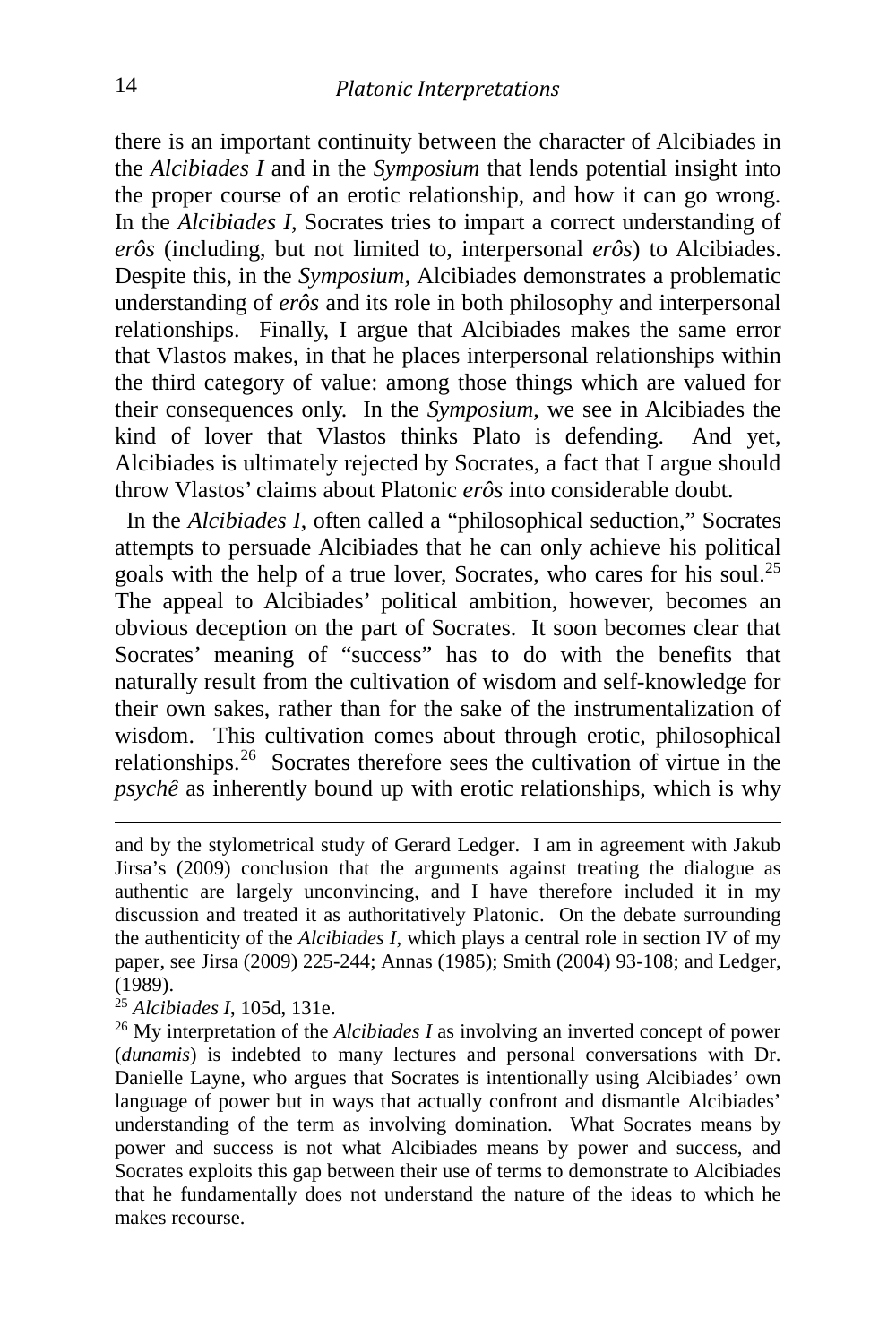there is an important continuity between the character of Alcibiades in the *Alcibiades I* and in the *Symposium* that lends potential insight into the proper course of an erotic relationship, and how it can go wrong. In the *Alcibiades I*, Socrates tries to impart a correct understanding of *erôs* (including, but not limited to, interpersonal *erôs*) to Alcibiades. Despite this, in the *Symposium*, Alcibiades demonstrates a problematic understanding of *erôs* and its role in both philosophy and interpersonal relationships. Finally, I argue that Alcibiades makes the same error that Vlastos makes, in that he places interpersonal relationships within the third category of value: among those things which are valued for their consequences only. In the *Symposium*, we see in Alcibiades the kind of lover that Vlastos thinks Plato is defending. And yet, Alcibiades is ultimately rejected by Socrates, a fact that I argue should throw Vlastos' claims about Platonic *erôs* into considerable doubt.

In the *Alcibiades I*, often called a "philosophical seduction," Socrates attempts to persuade Alcibiades that he can only achieve his political goals with the help of a true lover, Socrates, who cares for his soul.[25] The appeal to Alcibiades' political ambition, however, becomes an obvious deception on the part of Socrates. It soon becomes clear that Socrates' meaning of "success" has to do with the benefits that naturally result from the cultivation of wisdom and self-knowledge for their own sakes, rather than for the sake of the instrumentalization of wisdom. This cultivation comes about through erotic, philosophical relationships.[26] Socrates therefore sees the cultivation of virtue in the *psychê* as inherently bound up with erotic relationships, which is why

---

and by the stylometrical study of Gerard Ledger. I am in agreement with Jakub Jirsa's (2009) conclusion that the arguments against treating the dialogue as authentic are largely unconvincing, and I have therefore included it in my discussion and treated it as authoritatively Platonic. On the debate surrounding the authenticity of the *Alcibiades I*, which plays a central role in section IV of my paper, see Jirsa (2009) 225-244; Annas (1985); Smith (2004) 93-108; and Ledger, (1989).

[25] *Alcibiades I*, 105d, 131e.

[26] My interpretation of the *Alcibiades I* as involving an inverted concept of power (*dunamis*) is indebted to many lectures and personal conversations with Dr. Danielle Layne, who argues that Socrates is intentionally using Alcibiades' own language of power but in ways that actually confront and dismantle Alcibiades' understanding of the term as involving domination. What Socrates means by power and success is not what Alcibiades means by power and success, and Socrates exploits this gap between their use of terms to demonstrate to Alcibiades that he fundamentally does not understand the nature of the ideas to which he makes recourse.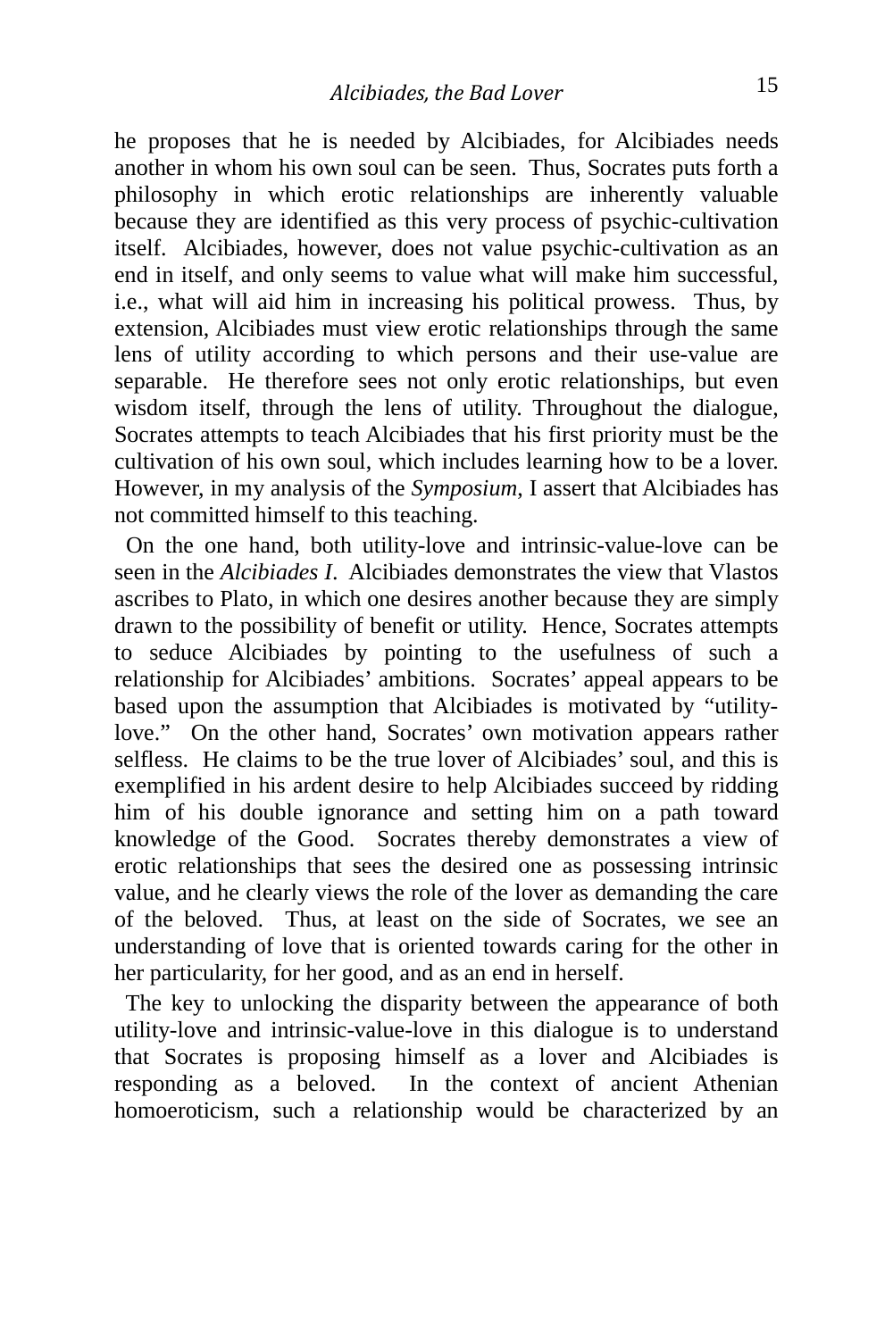he proposes that he is needed by Alcibiades, for Alcibiades needs another in whom his own soul can be seen. Thus, Socrates puts forth a philosophy in which erotic relationships are inherently valuable because they are identified as this very process of psychic-cultivation itself. Alcibiades, however, does not value psychic-cultivation as an end in itself, and only seems to value what will make him successful, i.e., what will aid him in increasing his political prowess. Thus, by extension, Alcibiades must view erotic relationships through the same lens of utility according to which persons and their use-value are separable. He therefore sees not only erotic relationships, but even wisdom itself, through the lens of utility. Throughout the dialogue, Socrates attempts to teach Alcibiades that his first priority must be the cultivation of his own soul, which includes learning how to be a lover. However, in my analysis of the *Symposium*, I assert that Alcibiades has not committed himself to this teaching.

On the one hand, both utility-love and intrinsic-value-love can be seen in the *Alcibiades I*. Alcibiades demonstrates the view that Vlastos ascribes to Plato, in which one desires another because they are simply drawn to the possibility of benefit or utility. Hence, Socrates attempts to seduce Alcibiades by pointing to the usefulness of such a relationship for Alcibiades' ambitions. Socrates' appeal appears to be based upon the assumption that Alcibiades is motivated by "utility-love." On the other hand, Socrates' own motivation appears rather selfless. He claims to be the true lover of Alcibiades' soul, and this is exemplified in his ardent desire to help Alcibiades succeed by ridding him of his double ignorance and setting him on a path toward knowledge of the Good. Socrates thereby demonstrates a view of erotic relationships that sees the desired one as possessing intrinsic value, and he clearly views the role of the lover as demanding the care of the beloved. Thus, at least on the side of Socrates, we see an understanding of love that is oriented towards caring for the other in her particularity, for her good, and as an end in herself.

The key to unlocking the disparity between the appearance of both utility-love and intrinsic-value-love in this dialogue is to understand that Socrates is proposing himself as a lover and Alcibiades is responding as a beloved. In the context of ancient Athenian homoeroticism, such a relationship would be characterized by an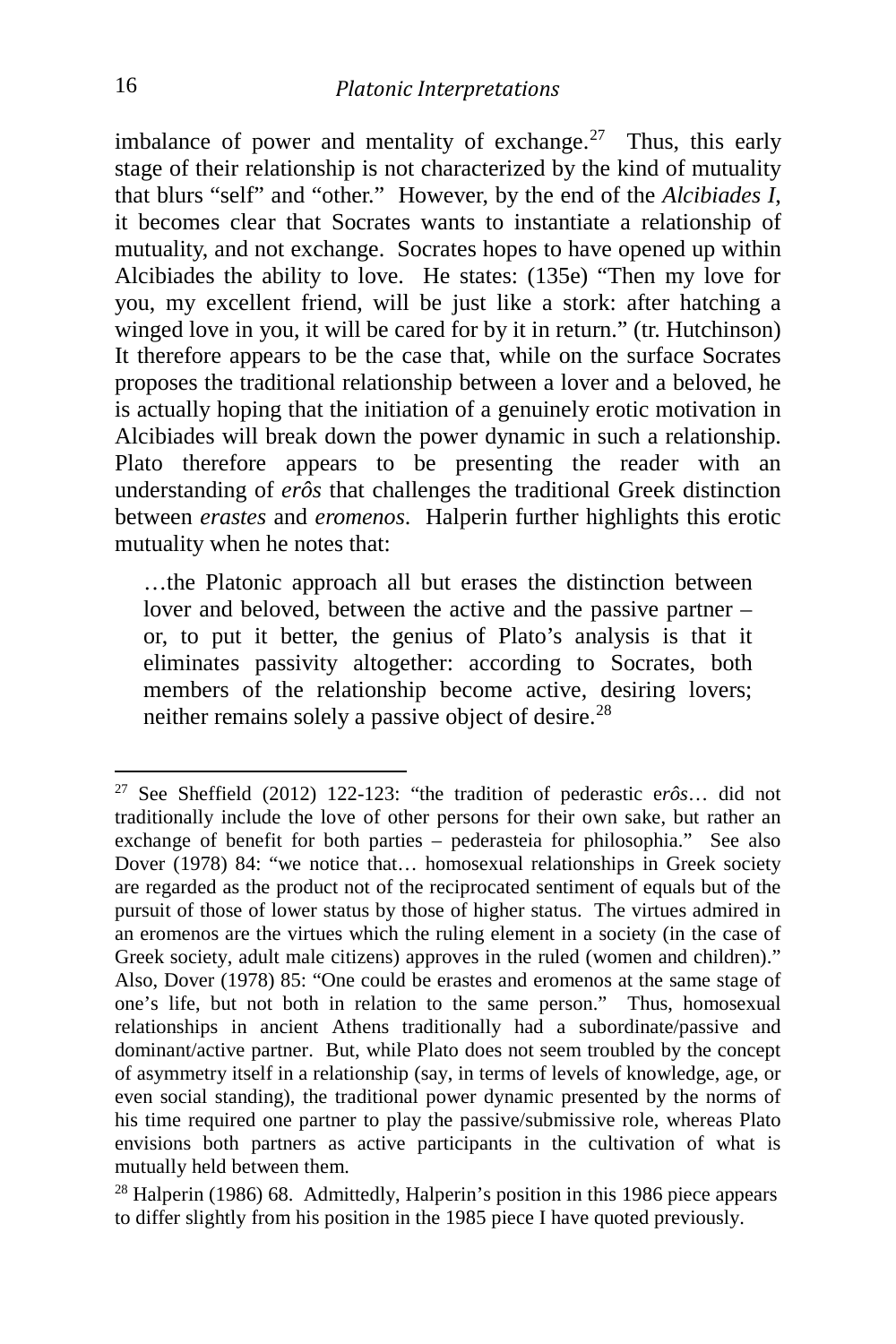imbalance of power and mentality of exchange.[27] Thus, this early stage of their relationship is not characterized by the kind of mutuality that blurs "self" and "other." However, by the end of the *Alcibiades I*, it becomes clear that Socrates wants to instantiate a relationship of mutuality, and not exchange. Socrates hopes to have opened up within Alcibiades the ability to love. He states: (135e) "Then my love for you, my excellent friend, will be just like a stork: after hatching a winged love in you, it will be cared for by it in return." (tr. Hutchinson) It therefore appears to be the case that, while on the surface Socrates proposes the traditional relationship between a lover and a beloved, he is actually hoping that the initiation of a genuinely erotic motivation in Alcibiades will break down the power dynamic in such a relationship. Plato therefore appears to be presenting the reader with an understanding of *erôs* that challenges the traditional Greek distinction between *erastes* and *eromenos*. Halperin further highlights this erotic mutuality when he notes that:

> …the Platonic approach all but erases the distinction between lover and beloved, between the active and the passive partner – or, to put it better, the genius of Plato's analysis is that it eliminates passivity altogether: according to Socrates, both members of the relationship become active, desiring lovers; neither remains solely a passive object of desire.[28]

---

[27] See Sheffield (2012) 122-123: "the tradition of pederastic e*rôs*… did not traditionally include the love of other persons for their own sake, but rather an exchange of benefit for both parties – pederasteia for philosophia." See also Dover (1978) 84: "we notice that… homosexual relationships in Greek society are regarded as the product not of the reciprocated sentiment of equals but of the pursuit of those of lower status by those of higher status. The virtues admired in an eromenos are the virtues which the ruling element in a society (in the case of Greek society, adult male citizens) approves in the ruled (women and children)." Also, Dover (1978) 85: "One could be erastes and eromenos at the same stage of one's life, but not both in relation to the same person." Thus, homosexual relationships in ancient Athens traditionally had a subordinate/passive and dominant/active partner. But, while Plato does not seem troubled by the concept of asymmetry itself in a relationship (say, in terms of levels of knowledge, age, or even social standing), the traditional power dynamic presented by the norms of his time required one partner to play the passive/submissive role, whereas Plato envisions both partners as active participants in the cultivation of what is mutually held between them.

[28] Halperin (1986) 68. Admittedly, Halperin's position in this 1986 piece appears to differ slightly from his position in the 1985 piece I have quoted previously.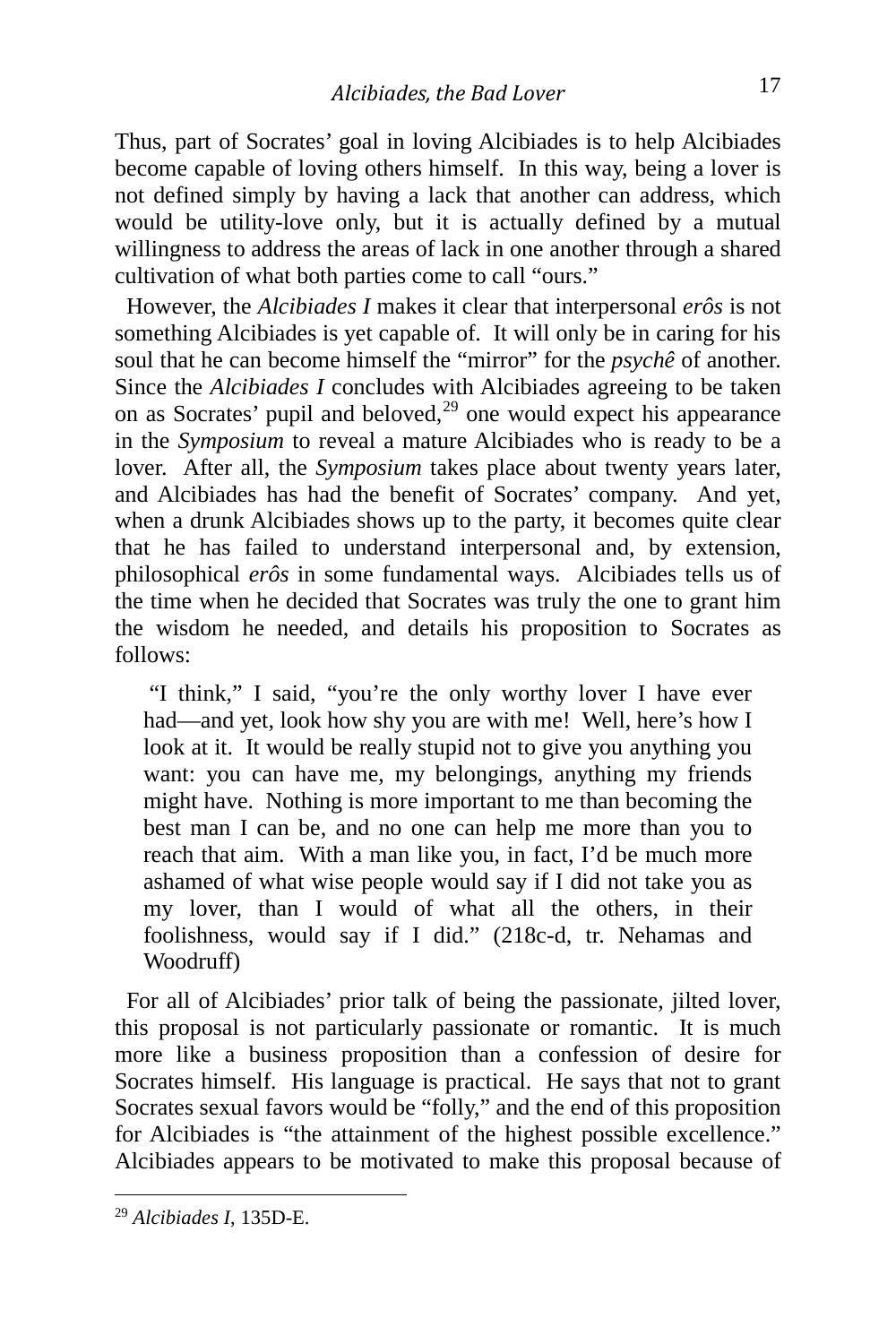Thus, part of Socrates' goal in loving Alcibiades is to help Alcibiades become capable of loving others himself. In this way, being a lover is not defined simply by having a lack that another can address, which would be utility-love only, but it is actually defined by a mutual willingness to address the areas of lack in one another through a shared cultivation of what both parties come to call "ours."

However, the *Alcibiades I* makes it clear that interpersonal *erôs* is not something Alcibiades is yet capable of. It will only be in caring for his soul that he can become himself the "mirror" for the *psychê* of another. Since the *Alcibiades I* concludes with Alcibiades agreeing to be taken on as Socrates' pupil and beloved,[29] one would expect his appearance in the *Symposium* to reveal a mature Alcibiades who is ready to be a lover. After all, the *Symposium* takes place about twenty years later, and Alcibiades has had the benefit of Socrates' company. And yet, when a drunk Alcibiades shows up to the party, it becomes quite clear that he has failed to understand interpersonal and, by extension, philosophical *erôs* in some fundamental ways. Alcibiades tells us of the time when he decided that Socrates was truly the one to grant him the wisdom he needed, and details his proposition to Socrates as follows:

> "I think," I said, "you're the only worthy lover I have ever had—and yet, look how shy you are with me! Well, here's how I look at it. It would be really stupid not to give you anything you want: you can have me, my belongings, anything my friends might have. Nothing is more important to me than becoming the best man I can be, and no one can help me more than you to reach that aim. With a man like you, in fact, I'd be much more ashamed of what wise people would say if I did not take you as my lover, than I would of what all the others, in their foolishness, would say if I did." (218c-d, tr. Nehamas and Woodruff)

For all of Alcibiades' prior talk of being the passionate, jilted lover, this proposal is not particularly passionate or romantic. It is much more like a business proposition than a confession of desire for Socrates himself. His language is practical. He says that not to grant Socrates sexual favors would be "folly," and the end of this proposition for Alcibiades is "the attainment of the highest possible excellence." Alcibiades appears to be motivated to make this proposal because of

---

[29] *Alcibiades I*, 135D-E.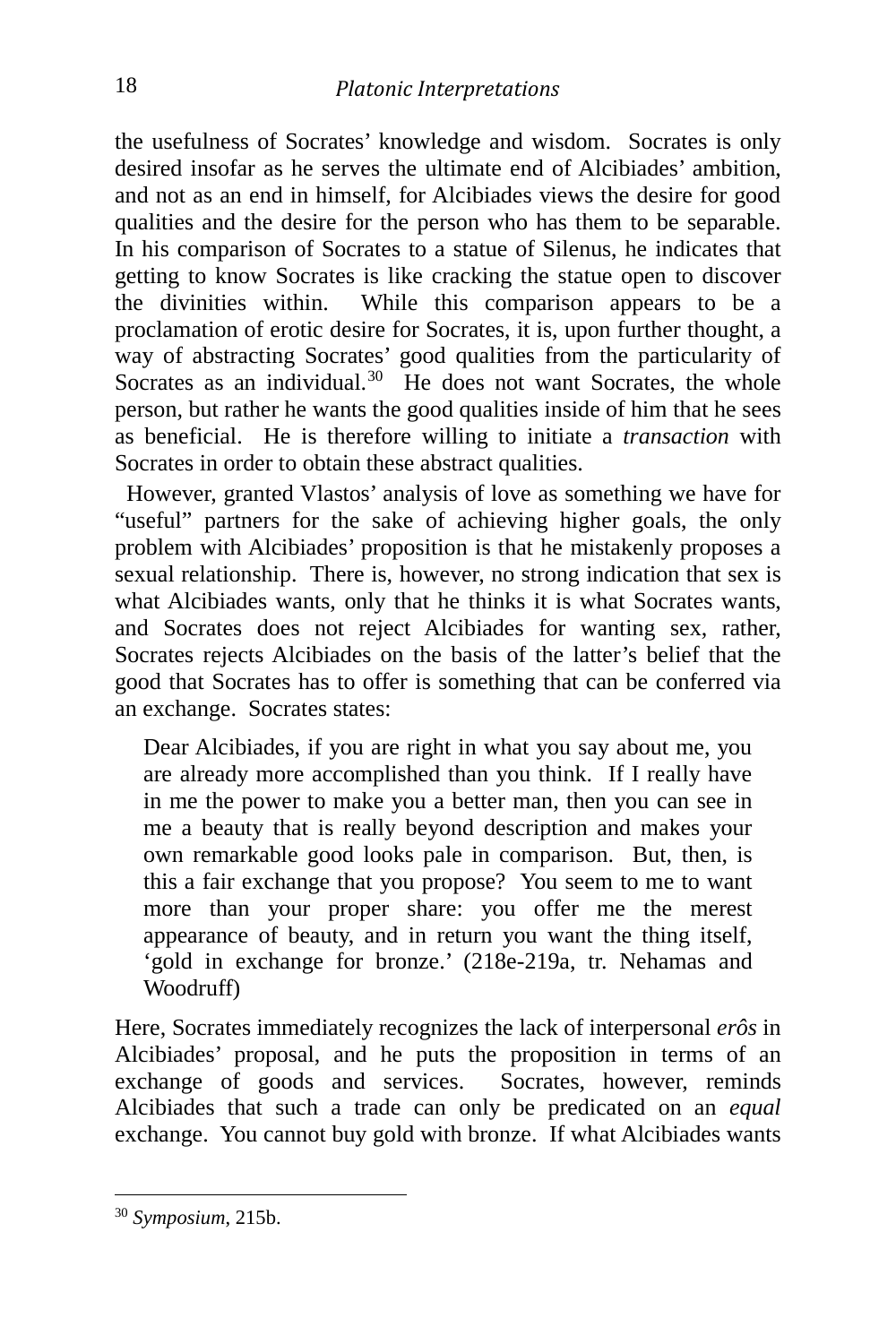the usefulness of Socrates' knowledge and wisdom. Socrates is only desired insofar as he serves the ultimate end of Alcibiades' ambition, and not as an end in himself, for Alcibiades views the desire for good qualities and the desire for the person who has them to be separable. In his comparison of Socrates to a statue of Silenus, he indicates that getting to know Socrates is like cracking the statue open to discover the divinities within. While this comparison appears to be a proclamation of erotic desire for Socrates, it is, upon further thought, a way of abstracting Socrates' good qualities from the particularity of Socrates as an individual.[30] He does not want Socrates, the whole person, but rather he wants the good qualities inside of him that he sees as beneficial. He is therefore willing to initiate a *transaction* with Socrates in order to obtain these abstract qualities.

However, granted Vlastos' analysis of love as something we have for "useful" partners for the sake of achieving higher goals, the only problem with Alcibiades' proposition is that he mistakenly proposes a sexual relationship. There is, however, no strong indication that sex is what Alcibiades wants, only that he thinks it is what Socrates wants, and Socrates does not reject Alcibiades for wanting sex, rather, Socrates rejects Alcibiades on the basis of the latter's belief that the good that Socrates has to offer is something that can be conferred via an exchange. Socrates states:

> Dear Alcibiades, if you are right in what you say about me, you are already more accomplished than you think. If I really have in me the power to make you a better man, then you can see in me a beauty that is really beyond description and makes your own remarkable good looks pale in comparison. But, then, is this a fair exchange that you propose? You seem to me to want more than your proper share: you offer me the merest appearance of beauty, and in return you want the thing itself, 'gold in exchange for bronze.' (218e-219a, tr. Nehamas and Woodruff)

Here, Socrates immediately recognizes the lack of interpersonal *erôs* in Alcibiades' proposal, and he puts the proposition in terms of an exchange of goods and services. Socrates, however, reminds Alcibiades that such a trade can only be predicated on an *equal* exchange. You cannot buy gold with bronze. If what Alcibiades wants

---

[30] *Symposium*, 215b.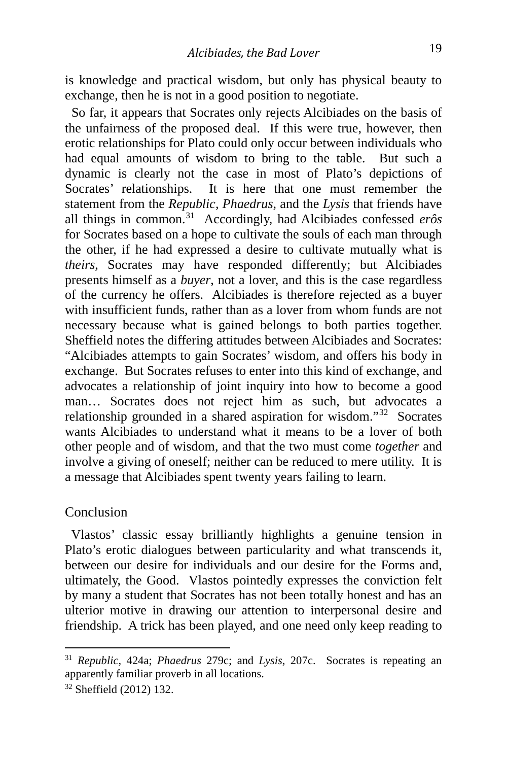is knowledge and practical wisdom, but only has physical beauty to exchange, then he is not in a good position to negotiate.

So far, it appears that Socrates only rejects Alcibiades on the basis of the unfairness of the proposed deal. If this were true, however, then erotic relationships for Plato could only occur between individuals who had equal amounts of wisdom to bring to the table. But such a dynamic is clearly not the case in most of Plato's depictions of Socrates' relationships. It is here that one must remember the statement from the *Republic, Phaedrus*, and the *Lysis* that friends have all things in common.[31] Accordingly, had Alcibiades confessed *erôs* for Socrates based on a hope to cultivate the souls of each man through the other, if he had expressed a desire to cultivate mutually what is *theirs*, Socrates may have responded differently; but Alcibiades presents himself as a *buyer*, not a lover, and this is the case regardless of the currency he offers. Alcibiades is therefore rejected as a buyer with insufficient funds, rather than as a lover from whom funds are not necessary because what is gained belongs to both parties together. Sheffield notes the differing attitudes between Alcibiades and Socrates: "Alcibiades attempts to gain Socrates' wisdom, and offers his body in exchange. But Socrates refuses to enter into this kind of exchange, and advocates a relationship of joint inquiry into how to become a good man… Socrates does not reject him as such, but advocates a relationship grounded in a shared aspiration for wisdom."[32] Socrates wants Alcibiades to understand what it means to be a lover of both other people and of wisdom, and that the two must come *together* and involve a giving of oneself; neither can be reduced to mere utility. It is a message that Alcibiades spent twenty years failing to learn.

## Conclusion

Vlastos' classic essay brilliantly highlights a genuine tension in Plato's erotic dialogues between particularity and what transcends it, between our desire for individuals and our desire for the Forms and, ultimately, the Good. Vlastos pointedly expresses the conviction felt by many a student that Socrates has not been totally honest and has an ulterior motive in drawing our attention to interpersonal desire and friendship. A trick has been played, and one need only keep reading to

---

[31] *Republic*, 424a; *Phaedrus* 279c; and *Lysis*, 207c. Socrates is repeating an apparently familiar proverb in all locations.

[32] Sheffield (2012) 132.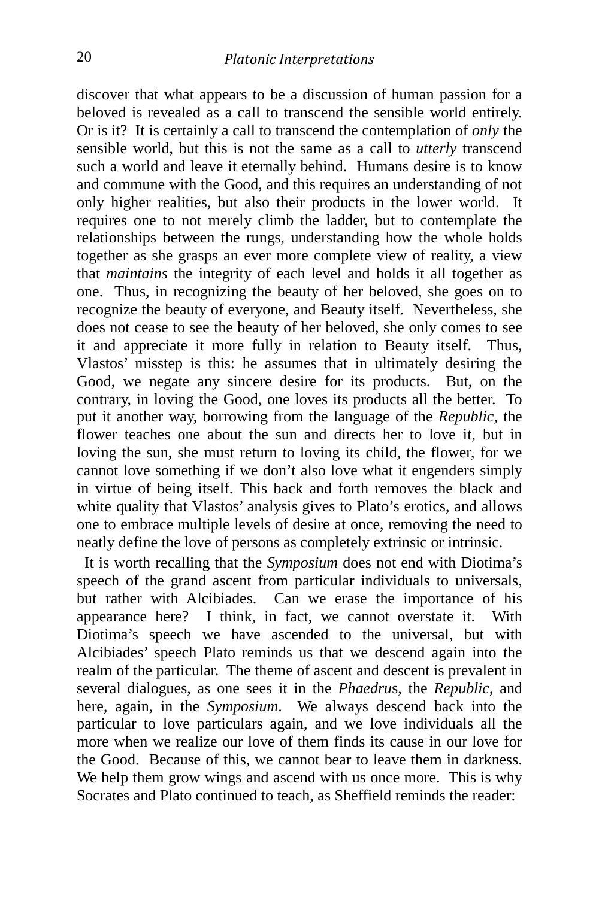discover that what appears to be a discussion of human passion for a beloved is revealed as a call to transcend the sensible world entirely. Or is it? It is certainly a call to transcend the contemplation of *only* the sensible world, but this is not the same as a call to *utterly* transcend such a world and leave it eternally behind. Humans desire is to know and commune with the Good, and this requires an understanding of not only higher realities, but also their products in the lower world. It requires one to not merely climb the ladder, but to contemplate the relationships between the rungs, understanding how the whole holds together as she grasps an ever more complete view of reality, a view that *maintains* the integrity of each level and holds it all together as one. Thus, in recognizing the beauty of her beloved, she goes on to recognize the beauty of everyone, and Beauty itself. Nevertheless, she does not cease to see the beauty of her beloved, she only comes to see it and appreciate it more fully in relation to Beauty itself. Thus, Vlastos' misstep is this: he assumes that in ultimately desiring the Good, we negate any sincere desire for its products. But, on the contrary, in loving the Good, one loves its products all the better. To put it another way, borrowing from the language of the *Republic*, the flower teaches one about the sun and directs her to love it, but in loving the sun, she must return to loving its child, the flower, for we cannot love something if we don't also love what it engenders simply in virtue of being itself. This back and forth removes the black and white quality that Vlastos' analysis gives to Plato's erotics, and allows one to embrace multiple levels of desire at once, removing the need to neatly define the love of persons as completely extrinsic or intrinsic.

It is worth recalling that the *Symposium* does not end with Diotima's speech of the grand ascent from particular individuals to universals, but rather with Alcibiades. Can we erase the importance of his appearance here? I think, in fact, we cannot overstate it. With Diotima's speech we have ascended to the universal, but with Alcibiades' speech Plato reminds us that we descend again into the realm of the particular. The theme of ascent and descent is prevalent in several dialogues, as one sees it in the *Phaedrus*, the *Republic*, and here, again, in the *Symposium*. We always descend back into the particular to love particulars again, and we love individuals all the more when we realize our love of them finds its cause in our love for the Good. Because of this, we cannot bear to leave them in darkness. We help them grow wings and ascend with us once more. This is why Socrates and Plato continued to teach, as Sheffield reminds the reader: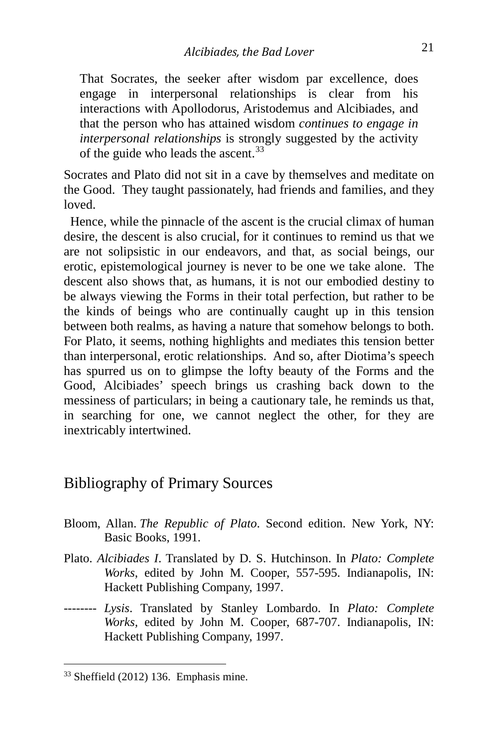> That Socrates, the seeker after wisdom par excellence, does engage in interpersonal relationships is clear from his interactions with Apollodorus, Aristodemus and Alcibiades, and that the person who has attained wisdom *continues to engage in interpersonal relationships* is strongly suggested by the activity of the guide who leads the ascent.[33]

Socrates and Plato did not sit in a cave by themselves and meditate on the Good. They taught passionately, had friends and families, and they loved.

Hence, while the pinnacle of the ascent is the crucial climax of human desire, the descent is also crucial, for it continues to remind us that we are not solipsistic in our endeavors, and that, as social beings, our erotic, epistemological journey is never to be one we take alone. The descent also shows that, as humans, it is not our embodied destiny to be always viewing the Forms in their total perfection, but rather to be the kinds of beings who are continually caught up in this tension between both realms, as having a nature that somehow belongs to both. For Plato, it seems, nothing highlights and mediates this tension better than interpersonal, erotic relationships. And so, after Diotima's speech has spurred us on to glimpse the lofty beauty of the Forms and the Good, Alcibiades' speech brings us crashing back down to the messiness of particulars; in being a cautionary tale, he reminds us that, in searching for one, we cannot neglect the other, for they are inextricably intertwined.

## Bibliography of Primary Sources

Bloom, Allan. *The Republic of Plato*. Second edition. New York, NY: Basic Books, 1991.

Plato. *Alcibiades I*. Translated by D. S. Hutchinson. In *Plato: Complete Works*, edited by John M. Cooper, 557-595. Indianapolis, IN: Hackett Publishing Company, 1997.

-------- *Lysis*. Translated by Stanley Lombardo. In *Plato: Complete Works*, edited by John M. Cooper, 687-707. Indianapolis, IN: Hackett Publishing Company, 1997.

---

[33] Sheffield (2012) 136. Emphasis mine.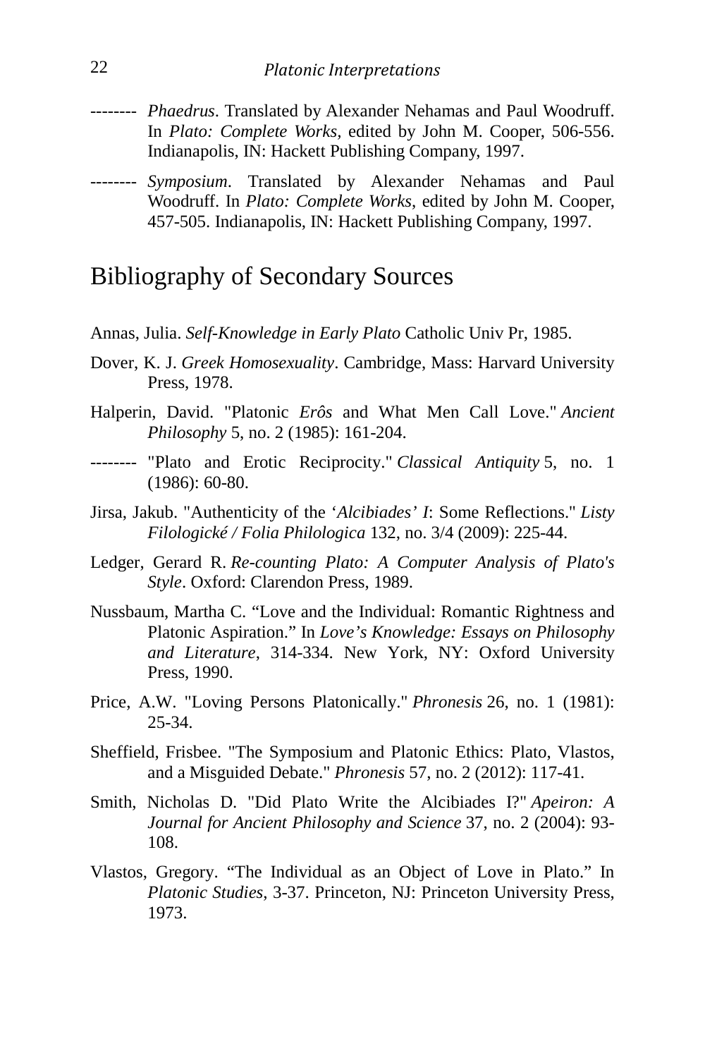-------- *Phaedrus*. Translated by Alexander Nehamas and Paul Woodruff. In *Plato: Complete Works*, edited by John M. Cooper, 506-556. Indianapolis, IN: Hackett Publishing Company, 1997.

-------- *Symposium*. Translated by Alexander Nehamas and Paul Woodruff. In *Plato: Complete Works*, edited by John M. Cooper, 457-505. Indianapolis, IN: Hackett Publishing Company, 1997.

## Bibliography of Secondary Sources

Annas, Julia. *Self-Knowledge in Early Plato* Catholic Univ Pr, 1985.

Dover, K. J. *Greek Homosexuality*. Cambridge, Mass: Harvard University Press, 1978.

Halperin, David. "Platonic *Erôs* and What Men Call Love." *Ancient Philosophy* 5, no. 2 (1985): 161-204.

-------- "Plato and Erotic Reciprocity." *Classical Antiquity* 5, no. 1 (1986): 60-80.

Jirsa, Jakub. "Authenticity of the *'Alcibiades' I*: Some Reflections." *Listy Filologické / Folia Philologica* 132, no. 3/4 (2009): 225-44.

Ledger, Gerard R. *Re-counting Plato: A Computer Analysis of Plato's Style*. Oxford: Clarendon Press, 1989.

Nussbaum, Martha C. "Love and the Individual: Romantic Rightness and Platonic Aspiration." In *Love's Knowledge: Essays on Philosophy and Literature*, 314-334. New York, NY: Oxford University Press, 1990.

Price, A.W. "Loving Persons Platonically." *Phronesis* 26, no. 1 (1981): 25-34.

Sheffield, Frisbee. "The Symposium and Platonic Ethics: Plato, Vlastos, and a Misguided Debate." *Phronesis* 57, no. 2 (2012): 117-41.

Smith, Nicholas D. "Did Plato Write the Alcibiades I?" *Apeiron: A Journal for Ancient Philosophy and Science* 37, no. 2 (2004): 93-108.

Vlastos, Gregory. "The Individual as an Object of Love in Plato." In *Platonic Studies*, 3-37. Princeton, NJ: Princeton University Press, 1973.